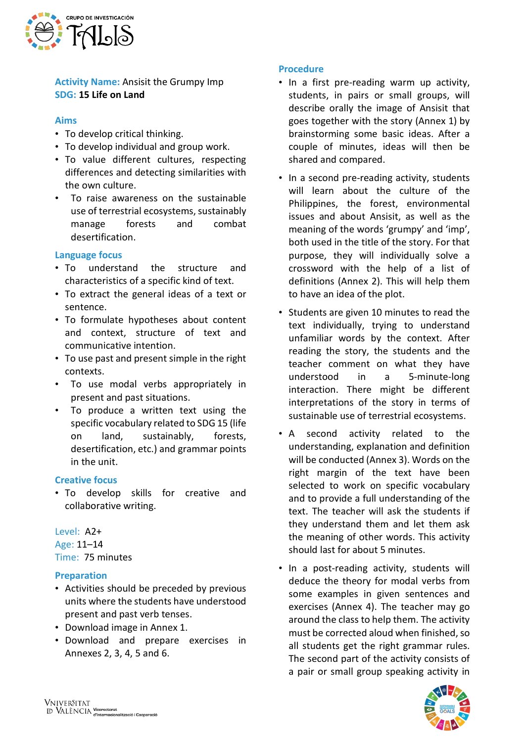**Activity Name:** Ansisit the Grumpy Imp
**SDG:** **15 Life on Land**

### Aims

- To develop critical thinking.
- To develop individual and group work.
- To value different cultures, respecting differences and detecting similarities with the own culture.
- To raise awareness on the sustainable use of terrestrial ecosystems, sustainably manage forests and combat desertification.

### Language focus

- To understand the structure and characteristics of a specific kind of text.
- To extract the general ideas of a text or sentence.
- To formulate hypotheses about content and context, structure of text and communicative intention.
- To use past and present simple in the right contexts.
- To use modal verbs appropriately in present and past situations.
- To produce a written text using the specific vocabulary related to SDG 15 (life on land, sustainably, forests, desertification, etc.) and grammar points in the unit.

### Creative focus

- To develop skills for creative and collaborative writing.

Level: A2+
Age: 11–14
Time: 75 minutes

### Preparation

- Activities should be preceded by previous units where the students have understood present and past verb tenses.
- Download image in Annex 1.
- Download and prepare exercises in Annexes 2, 3, 4, 5 and 6.

### Procedure

- In a first pre-reading warm up activity, students, in pairs or small groups, will describe orally the image of Ansisit that goes together with the story (Annex 1) by brainstorming some basic ideas. After a couple of minutes, ideas will then be shared and compared.
- In a second pre-reading activity, students will learn about the culture of the Philippines, the forest, environmental issues and about Ansisit, as well as the meaning of the words 'grumpy' and 'imp', both used in the title of the story. For that purpose, they will individually solve a crossword with the help of a list of definitions (Annex 2). This will help them to have an idea of the plot.
- Students are given 10 minutes to read the text individually, trying to understand unfamiliar words by the context. After reading the story, the students and the teacher comment on what they have understood in a 5-minute-long interaction. There might be different interpretations of the story in terms of sustainable use of terrestrial ecosystems.
- A second activity related to the understanding, explanation and definition will be conducted (Annex 3). Words on the right margin of the text have been selected to work on specific vocabulary and to provide a full understanding of the text. The teacher will ask the students if they understand them and let them ask the meaning of other words. This activity should last for about 5 minutes.
- In a post-reading activity, students will deduce the theory for modal verbs from some examples in given sentences and exercises (Annex 4). The teacher may go around the class to help them. The activity must be corrected aloud when finished, so all students get the right grammar rules. The second part of the activity consists of a pair or small group speaking activity in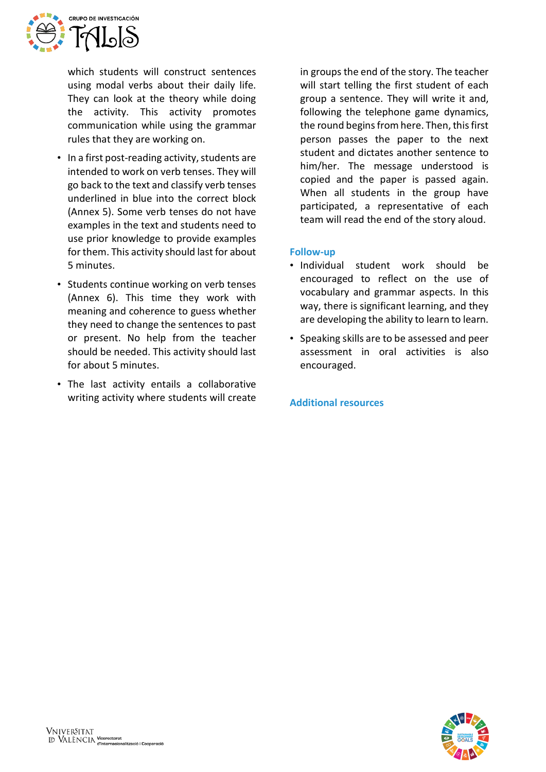which students will construct sentences using modal verbs about their daily life. They can look at the theory while doing the activity. This activity promotes communication while using the grammar rules that they are working on.

- In a first post-reading activity, students are intended to work on verb tenses. They will go back to the text and classify verb tenses underlined in blue into the correct block (Annex 5). Some verb tenses do not have examples in the text and students need to use prior knowledge to provide examples for them. This activity should last for about 5 minutes.
- Students continue working on verb tenses (Annex 6). This time they work with meaning and coherence to guess whether they need to change the sentences to past or present. No help from the teacher should be needed. This activity should last for about 5 minutes.
- The last activity entails a collaborative writing activity where students will create in groups the end of the story. The teacher will start telling the first student of each group a sentence. They will write it and, following the telephone game dynamics, the round begins from here. Then, this first person passes the paper to the next student and dictates another sentence to him/her. The message understood is copied and the paper is passed again. When all students in the group have participated, a representative of each team will read the end of the story aloud.

## Follow-up

- Individual student work should be encouraged to reflect on the use of vocabulary and grammar aspects. In this way, there is significant learning, and they are developing the ability to learn to learn.
- Speaking skills are to be assessed and peer assessment in oral activities is also encouraged.

## Additional resources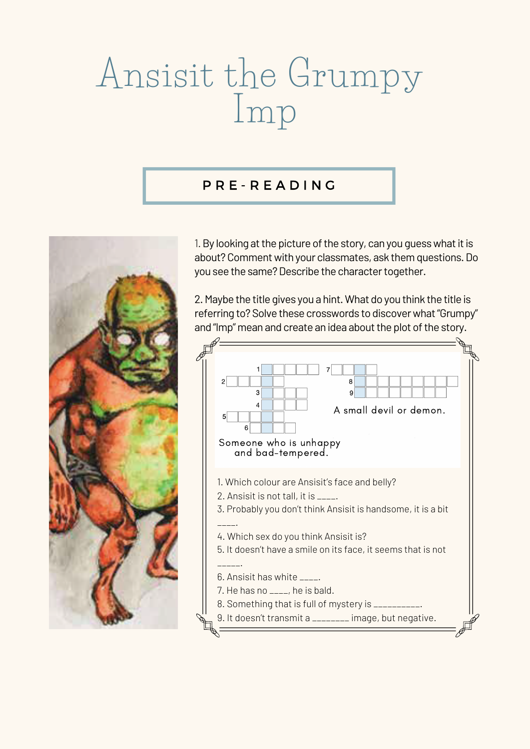# Ansisit the Grumpy Imp

## PRE-READING

1. By looking at the picture of the story, can you guess what it is about? Comment with your classmates, ask them questions. Do you see the same? Describe the character together.

2. Maybe the title gives you a hint. What do you think the title is referring to? Solve these crosswords to discover what "Grumpy" and "Imp" mean and create an idea about the plot of the story.

Someone who is unhappy and bad-tempered.

A small devil or demon.

1. Which colour are Ansisit's face and belly?
2. Ansisit is not tall, it is ____.
3. Probably you don't think Ansisit is handsome, it is a bit ____.
4. Which sex do you think Ansisit is?
5. It doesn't have a smile on its face, it seems that is not _____.
6. Ansisit has white ____.
7. He has no ____, he is bald.
8. Something that is full of mystery is __________.
9. It doesn't transmit a ________ image, but negative.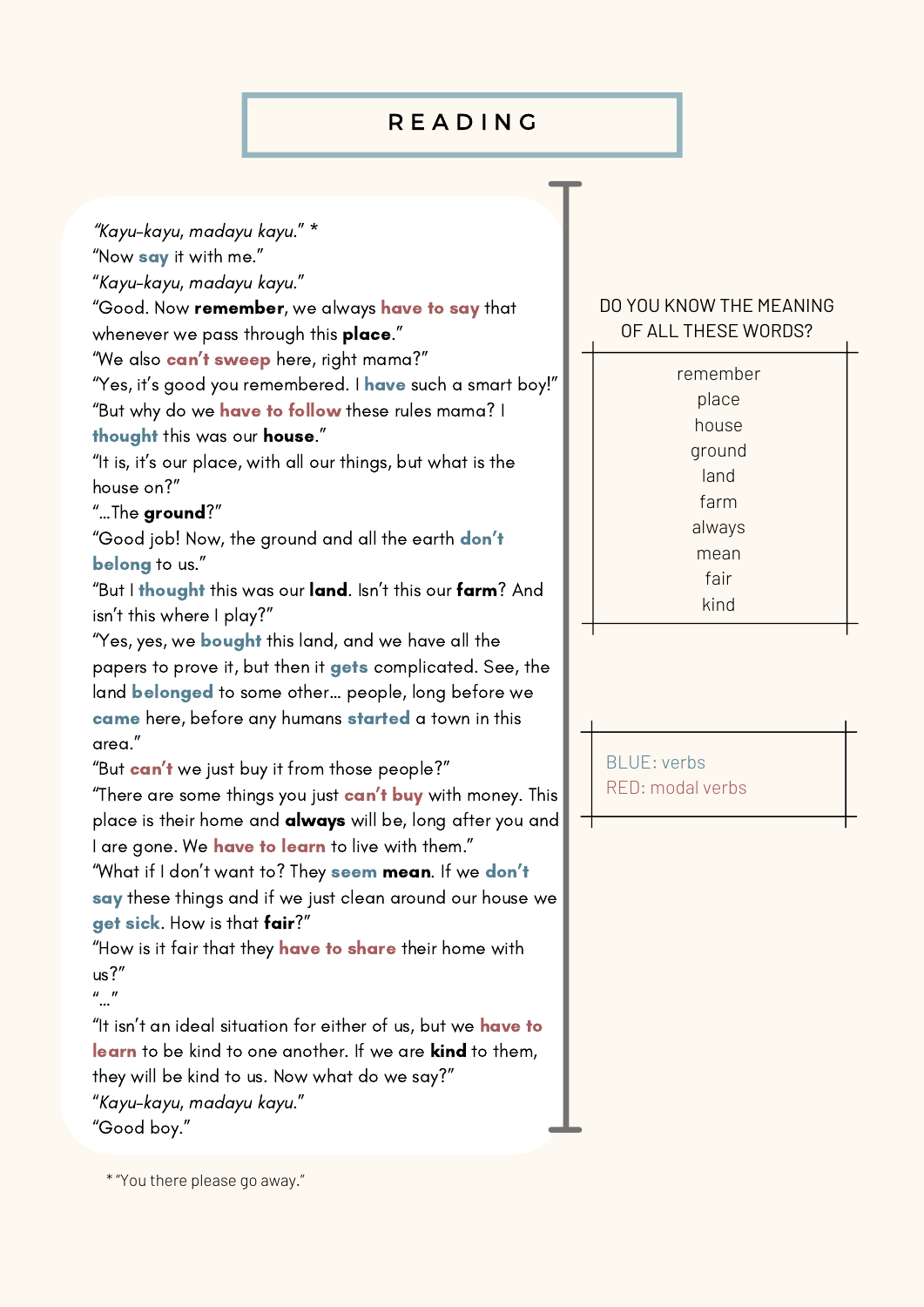# READING

*"Kayu-kayu, madayu kayu."* *
"Now **say** it with me."
*"Kayu-kayu, madayu kayu."*
"Good. Now **remember**, we always **have to say** that whenever we pass through this **place**."
"We also **can't sweep** here, right mama?"
"Yes, it's good you remembered. I **have** such a smart boy!"
"But why do we **have to follow** these rules mama? I **thought** this was our **house**."
"It is, it's our place, with all our things, but what is the house on?"
"...The **ground**?"
"Good job! Now, the ground and all the earth **don't belong** to us."
"But I **thought** this was our **land**. Isn't this our **farm**? And isn't this where I play?"
"Yes, yes, we **bought** this land, and we have all the papers to prove it, but then it **gets** complicated. See, the land **belonged** to some other... people, long before we **came** here, before any humans **started** a town in this area."
"But **can't** we just buy it from those people?"
"There are some things you just **can't buy** with money. This place is their home and **always** will be, long after you and I are gone. We **have to learn** to live with them."
"What if I don't want to? They **seem** **mean**. If we **don't say** these things and if we just clean around our house we **get sick**. How is that **fair**?"
"How is it fair that they **have to share** their home with us?"
"..."
"It isn't an ideal situation for either of us, but we **have to learn** to be kind to one another. If we are **kind** to them, they will be kind to us. Now what do we say?"
*"Kayu-kayu, madayu kayu."*
"Good boy."

* "You there please go away."

DO YOU KNOW THE MEANING OF ALL THESE WORDS?

- remember
- place
- house
- ground
- land
- farm
- always
- mean
- fair
- kind

BLUE: verbs
RED: modal verbs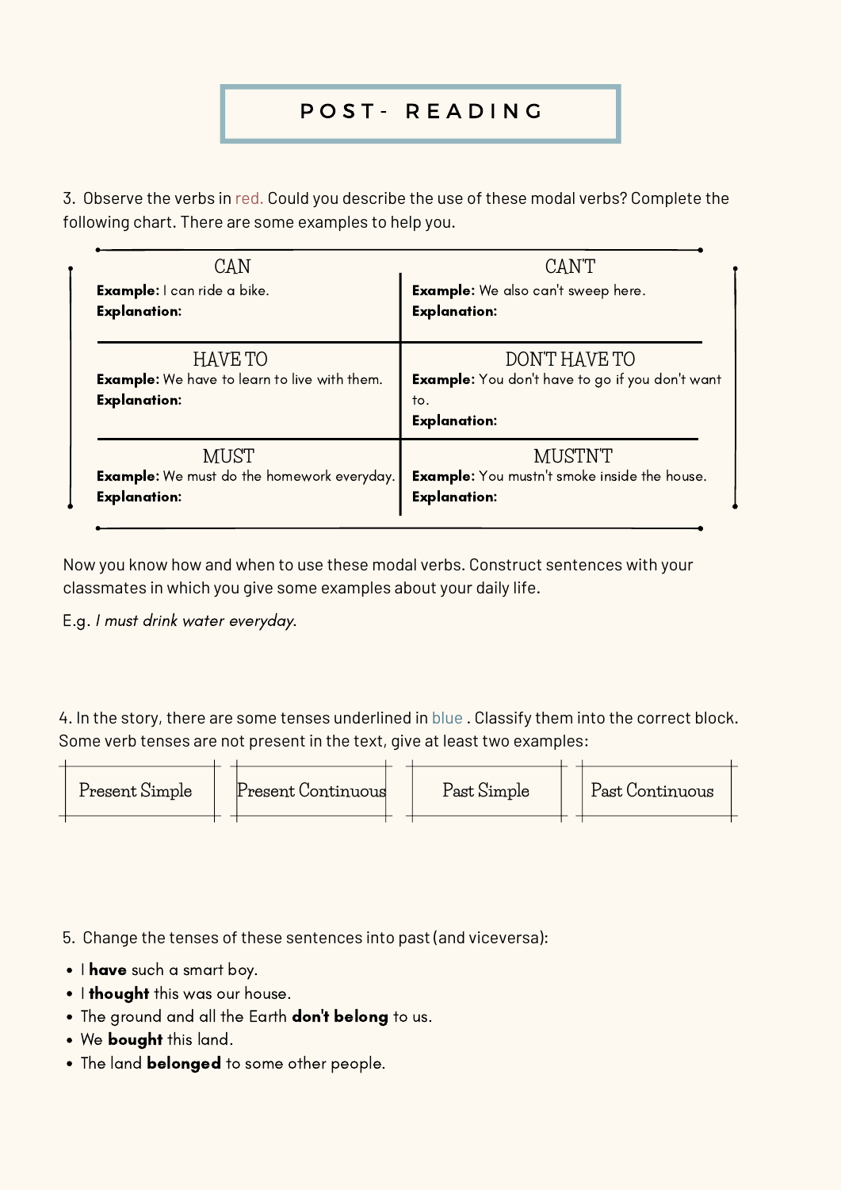# POST- READING

3. Observe the verbs in red. Could you describe the use of these modal verbs? Complete the following chart. There are some examples to help you.

| CAN | CAN'T |
|---|---|
| **Example:** I can ride a bike.<br>**Explanation:** | **Example:** We also can't sweep here.<br>**Explanation:** |
| **HAVE TO**<br>**Example:** We have to learn to live with them.<br>**Explanation:** | **DON'T HAVE TO**<br>**Example:** You don't have to go if you don't want to.<br>**Explanation:** |
| **MUST**<br>**Example:** We must do the homework everyday.<br>**Explanation:** | **MUSTN'T**<br>**Example:** You mustn't smoke inside the house.<br>**Explanation:** |

Now you know how and when to use these modal verbs. Construct sentences with your classmates in which you give some examples about your daily life.

E.g. *I must drink water everyday.*

4. In the story, there are some tenses underlined in blue . Classify them into the correct block. Some verb tenses are not present in the text, give at least two examples:

| Present Simple | Present Continuous | Past Simple | Past Continuous |
|---|---|---|---|
| | | | |

5. Change the tenses of these sentences into past (and viceversa):

- I **have** such a smart boy.
- I **thought** this was our house.
- The ground and all the Earth **don't belong** to us.
- We **bought** this land.
- The land **belonged** to some other people.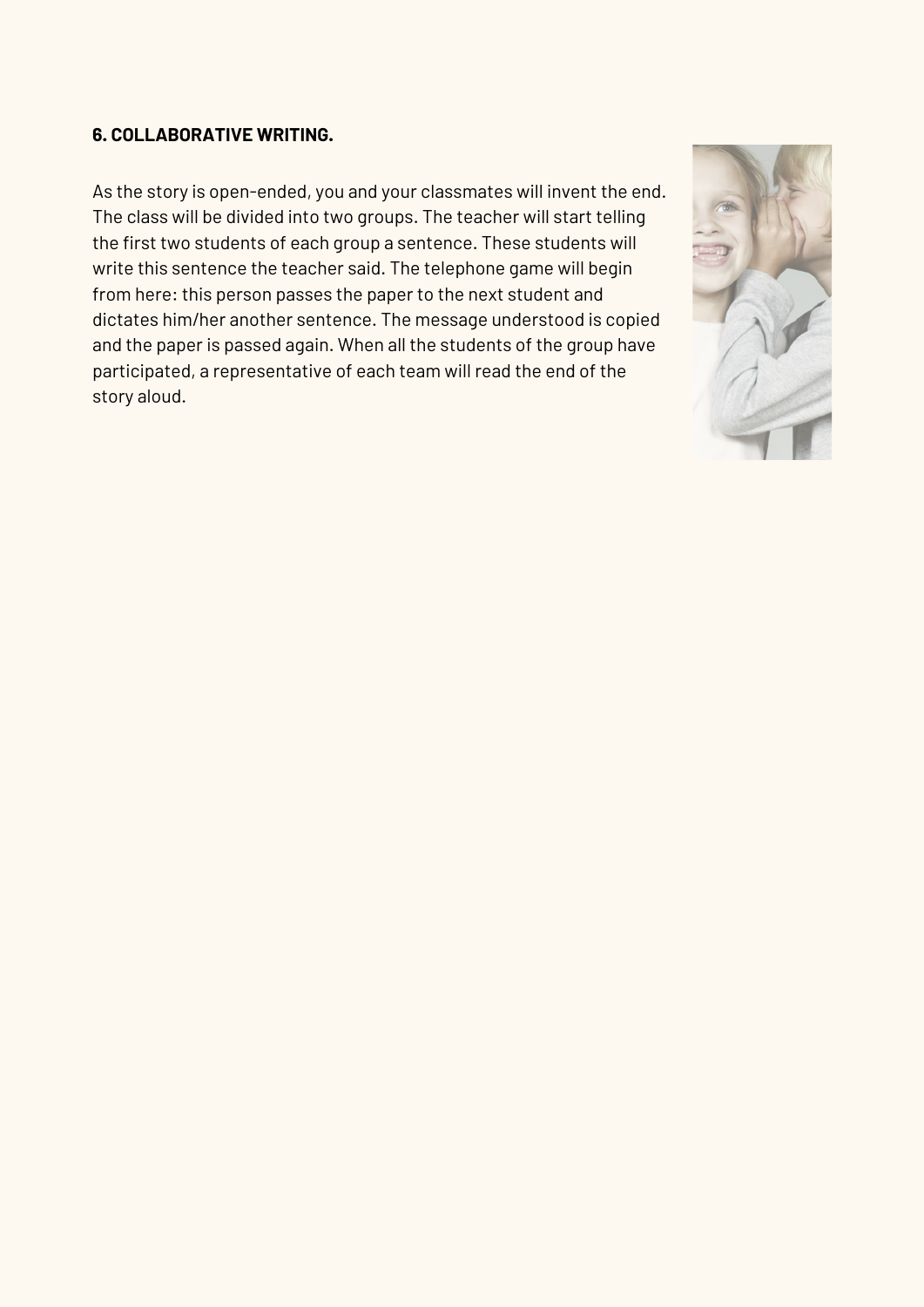### 6. COLLABORATIVE WRITING.

As the story is open-ended, you and your classmates will invent the end. The class will be divided into two groups. The teacher will start telling the first two students of each group a sentence. These students will write this sentence the teacher said. The telephone game will begin from here: this person passes the paper to the next student and dictates him/her another sentence. The message understood is copied and the paper is passed again. When all the students of the group have participated, a representative of each team will read the end of the story aloud.